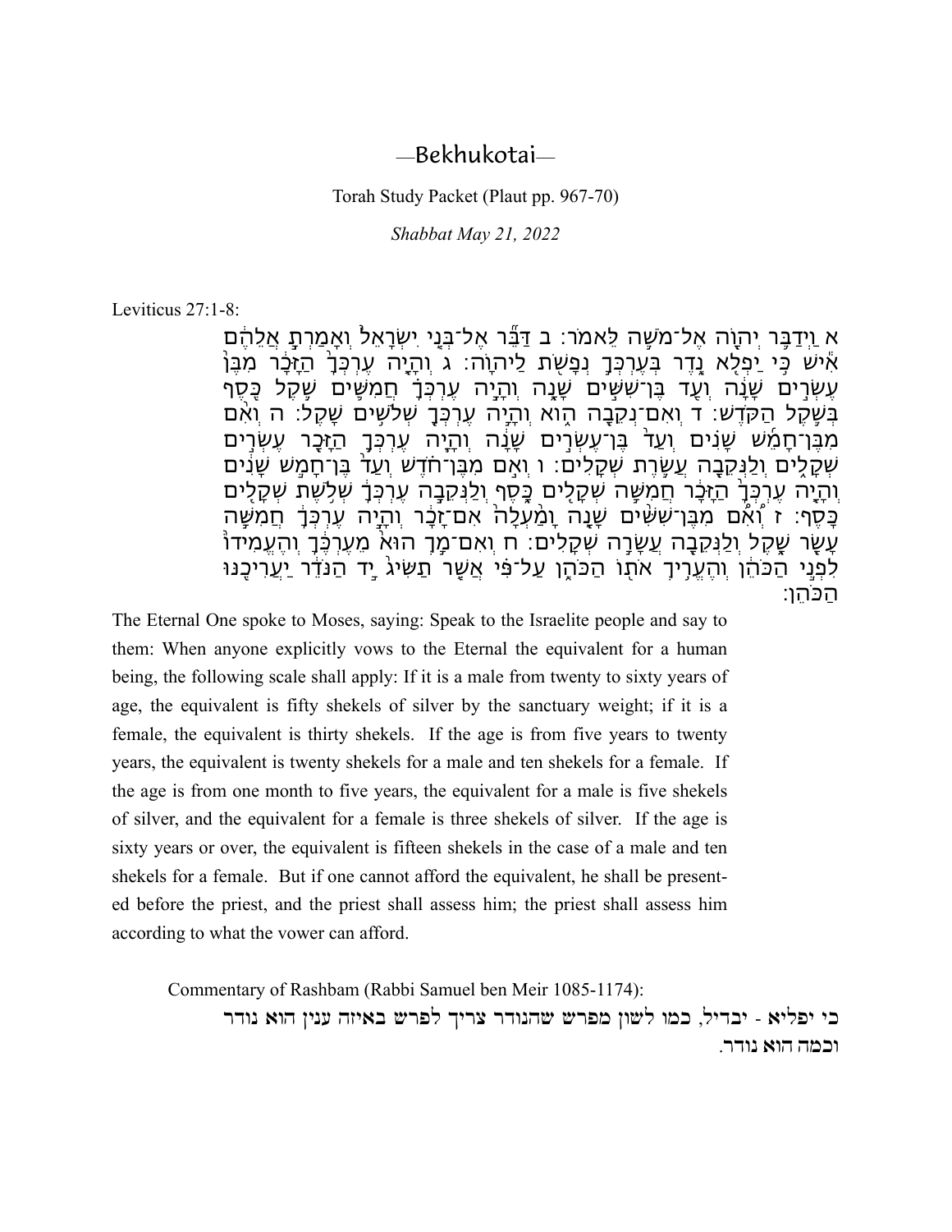# —Bekhukotai—

Torah Study Packet (Plaut pp. 967-70)

*Shabbat May 21, 2022*

Leviticus 27:1-8:

א וַיְדַבֵּר יְהוָה אֶל־מֹשֶׁה לֵּאמֹר׃ ב דַּבֵּר אֶל־בְּנֵי יִשְׂרָאֵל וְאָמַרְתָּ אֲלֵהֶם אִישׁ כִּי יַפְלִא נֶדֶר בְּעֶרְכְּךָ נְפָשֹׁת לַיהוָה׃ ג וְהָיָה עֶרְכְּךָ הַזָּכָר מִבֶּן עֶשְׂרִים שָׁנָה וְעַד בֶּן־שִׁשִּׁים שָׁנָה וְהָיָה עֶרְכְּךָ חֲמִשִּׁים שֶׁקֶל כֶּסֶף בְּשֶׁקֶל הַקֹּדֶשׁ׃ ד וְאִם־נְקֵבָה הִוא וְהָיָה עֶרְכְּךָ שְׁלֹשִׁים שָׁקֶל׃ ה וְאִם מִבֶּן־חָמֵשׁ שָׁנִים וְעַד בֶּן־עֶשְׂרִים שָׁנָה וְהָיָה עֶרְכְּךָ הַזָּכָר עֶשְׂרִים שְׁקָלִים וְלַנְּקֵבָה עֲשֶׂרֶת שְׁקָלִים׃ ו וְאִם מִבֶּן־חֹדֶשׁ וְעַד בֶּן־חָמֵשׁ שָׁנִים וְהָיָה עֶרְכְּךָ הַזָּכָר חֲמִשָּׁה שְׁקָלִים כָּסֶף וְלַנְּקֵבָה עֶרְכְּךָ שְׁלֹשֶׁת שְׁקָלִים כָּסֶף׃ ז וְאִם מִבֶּן־שִׁשִּׁים שָׁנָה וָמַעְלָה אִם־זָכָר וְהָיָה עֶרְכְּךָ חֲמִשָּׁה עָשָׂר שָׁקֶל וְלַנְּקֵבָה עֲשָׂרָה שְׁקָלִים׃ ח וְאִם־מָךְ הוּא מֵעֶרְכֶּךָ וְהֶעֱמִידוֹ לִפְנֵי הַכֹּהֵן וְהֶעֱרִיךְ אֹתוֹ הַכֹּהֵן עַל־פִּי אֲשֶׁר תַּשִּׂיג יַד הַנֹּדֵר יַעֲרִיכֶנּוּ הַכֹּהֵן׃

The Eternal One spoke to Moses, saying: Speak to the Israelite people and say to them: When anyone explicitly vows to the Eternal the equivalent for a human being, the following scale shall apply: If it is a male from twenty to sixty years of age, the equivalent is fifty shekels of silver by the sanctuary weight; if it is a female, the equivalent is thirty shekels. If the age is from five years to twenty years, the equivalent is twenty shekels for a male and ten shekels for a female. If the age is from one month to five years, the equivalent for a male is five shekels of silver, and the equivalent for a female is three shekels of silver. If the age is sixty years or over, the equivalent is fifteen shekels in the case of a male and ten shekels for a female. But if one cannot afford the equivalent, he shall be presented before the priest, and the priest shall assess him; the priest shall assess him according to what the vower can afford.

Commentary of Rashbam (Rabbi Samuel ben Meir 1085-1174):

כי יפליא - יבדיל, כמו לשון מפרש שהנודר צריך לפרש באיזה ענין הוא נודר וכמה הוא נודר.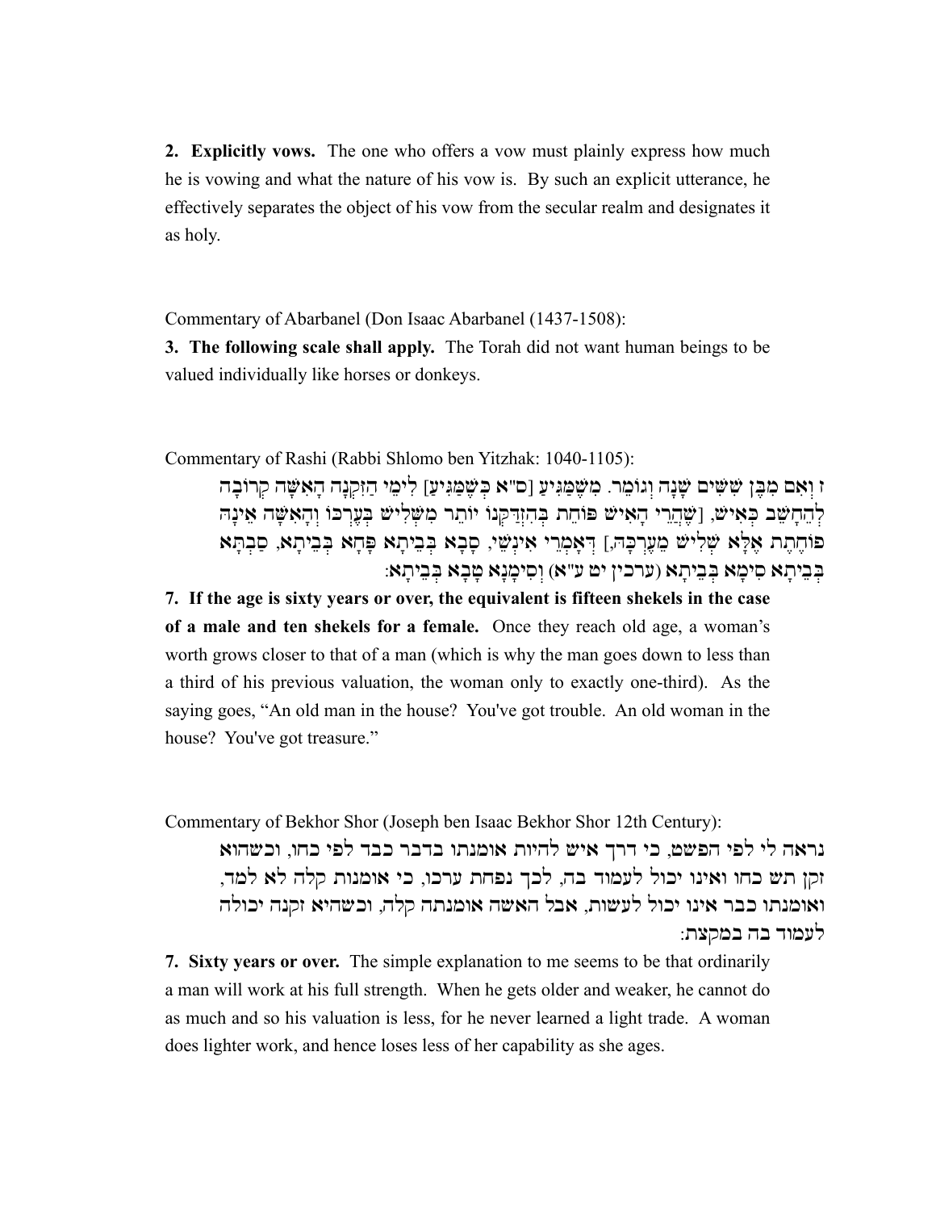**2. Explicitly vows.** The one who offers a vow must plainly express how much he is vowing and what the nature of his vow is. By such an explicit utterance, he effectively separates the object of his vow from the secular realm and designates it as holy.

Commentary of Abarbanel (Don Isaac Abarbanel (1437-1508):

**3. The following scale shall apply.** The Torah did not want human beings to be valued individually like horses or donkeys.

Commentary of Rashi (Rabbi Shlomo ben Yitzhak: 1040-1105):

> ז וְאִם מִבֶּן שִׁשִּׁים שָׁנָה וְגוֹמֵר. מִשֶּׁמַּגִּיעַ [ס"א כְּשֶׁמַּגִּיעַ] לִימֵי הַזִּקְנָה הָאִשָּׁה קְרוֹבָה לְהֵחָשֵׁב כְּאִישׁ, [שֶׁהֲרֵי הָאִישׁ פּוֹחֵת בְּהִזְדַּקְּנוֹ יוֹתֵר מִשְּׁלִישׁ בְּעֶרְכּוֹ וְהָאִשָּׁה אֵינָהּ פּוֹחֶתֶת אֶלָּא שְׁלִישׁ מֵעֶרְכָּהּ,] דְּאָמְרֵי אִינְשֵׁי, סָבָא בְּבֵיתָא פָּחָא בְּבֵיתָא, סַבְתָּא בְּבֵיתָא סִימָא בְּבֵיתָא (ערכין יט ע"א) וְסִימָנָא טָבָא בְּבֵיתָא:

**7. If the age is sixty years or over, the equivalent is fifteen shekels in the case of a male and ten shekels for a female.** Once they reach old age, a woman's worth grows closer to that of a man (which is why the man goes down to less than a third of his previous valuation, the woman only to exactly one-third). As the saying goes, "An old man in the house? You've got trouble. An old woman in the house? You've got treasure."

Commentary of Bekhor Shor (Joseph ben Isaac Bekhor Shor 12th Century):

> נראה לי לפי הפשט, כי דרך איש להיות אומנתו בדבר כבד לפי כחו, וכשהוא זקן תש כחו ואינו יכול לעמוד בה, לכך נפחת ערכו, כי אומנות קלה לא למד, ואומנתו כבר אינו יכול לעשות, אבל האשה אומנתה קלה, וכשהיא זקנה יכולה לעמוד בה במקצת:

**7. Sixty years or over.** The simple explanation to me seems to be that ordinarily a man will work at his full strength. When he gets older and weaker, he cannot do as much and so his valuation is less, for he never learned a light trade. A woman does lighter work, and hence loses less of her capability as she ages.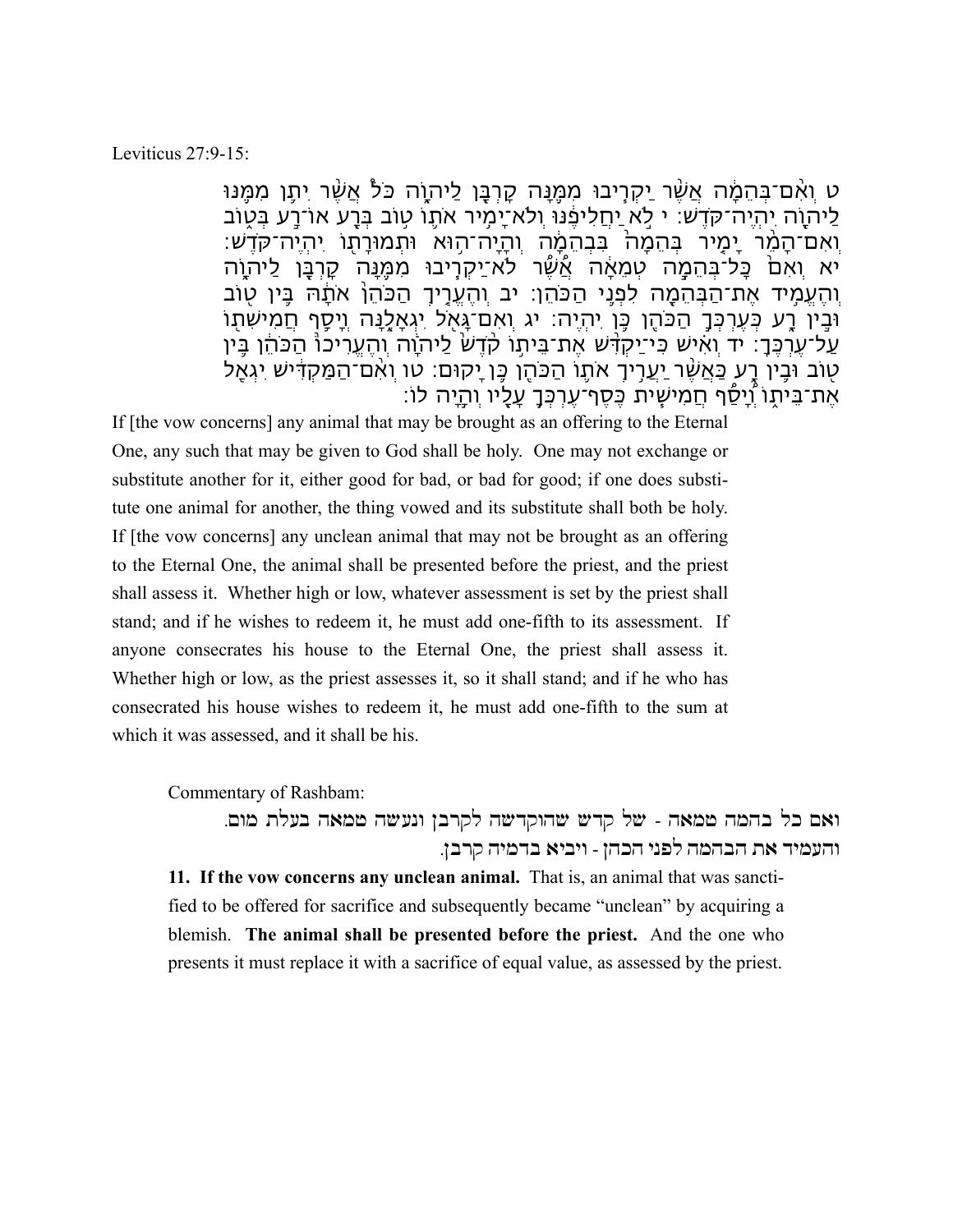Leviticus 27:9-15:

ט וְאִם־בְּהֵמָה אֲשֶׁר יַקְרִיבוּ מִמֶּנָּה קָרְבָּן לַיהוָה כֹּל אֲשֶׁר יִתֵּן מִמֶּנּוּ לַיהוָה יִהְיֶה־קֹּדֶשׁ׃ י לֹא יַחֲלִיפֶנּוּ וְלֹא־יָמִיר אֹתוֹ טוֹב בְּרָע אוֹ־רַע בְּטוֹב וְאִם־הָמֵר יָמִיר בְּהֵמָה בִּבְהֵמָה וְהָיָה־הוּא וּתְמוּרָתוֹ יִהְיֶה־קֹּדֶשׁ׃ יא וְאִם כָּל־בְּהֵמָה טְמֵאָה אֲשֶׁר לֹא־יַקְרִיבוּ מִמֶּנָּה קָרְבָּן לַיהוָה וְהֶעֱמִיד אֶת־הַבְּהֵמָה לִפְנֵי הַכֹּהֵן׃ יב וְהֶעֱרִיךְ הַכֹּהֵן אֹתָהּ בֵּין טוֹב וּבֵין רָע כְּעֶרְכְּךָ הַכֹּהֵן כֵּן יִהְיֶה׃ יג וְאִם־גָּאֹל יִגְאָלֶנָּה וְיָסַף חֲמִישִׁתוֹ עַל־עֶרְכֶּךָ׃ יד וְאִישׁ כִּי־יַקְדִּשׁ אֶת־בֵּיתוֹ קֹדֶשׁ לַיהוָה וְהֶעֱרִיכוֹ הַכֹּהֵן בֵּין טוֹב וּבֵין רָע כַּאֲשֶׁר יַעֲרִיךְ אֹתוֹ הַכֹּהֵן כֵּן יָקוּם׃ טו וְאִם־הַמַּקְדִּישׁ יִגְאַל אֶת־בֵּיתוֹ וְיָסַף חֲמִישִׁית כֶּסֶף־עֶרְכְּךָ עָלָיו וְהָיָה לוֹ׃

If [the vow concerns] any animal that may be brought as an offering to the Eternal One, any such that may be given to God shall be holy. One may not exchange or substitute another for it, either good for bad, or bad for good; if one does substitute one animal for another, the thing vowed and its substitute shall both be holy. If [the vow concerns] any unclean animal that may not be brought as an offering to the Eternal One, the animal shall be presented before the priest, and the priest shall assess it. Whether high or low, whatever assessment is set by the priest shall stand; and if he wishes to redeem it, he must add one-fifth to its assessment. If anyone consecrates his house to the Eternal One, the priest shall assess it. Whether high or low, as the priest assesses it, so it shall stand; and if he who has consecrated his house wishes to redeem it, he must add one-fifth to the sum at which it was assessed, and it shall be his.

Commentary of Rashbam:

ואם כל בהמה טמאה - של קדש שהוקדשה לקרבן ונעשה טמאה בעלת מום.
והעמיד את הבהמה לפני הכהן - ויביא בדמיה קרבן.

**11. If the vow concerns any unclean animal.** That is, an animal that was sanctified to be offered for sacrifice and subsequently became "unclean" by acquiring a blemish. **The animal shall be presented before the priest.** And the one who presents it must replace it with a sacrifice of equal value, as assessed by the priest.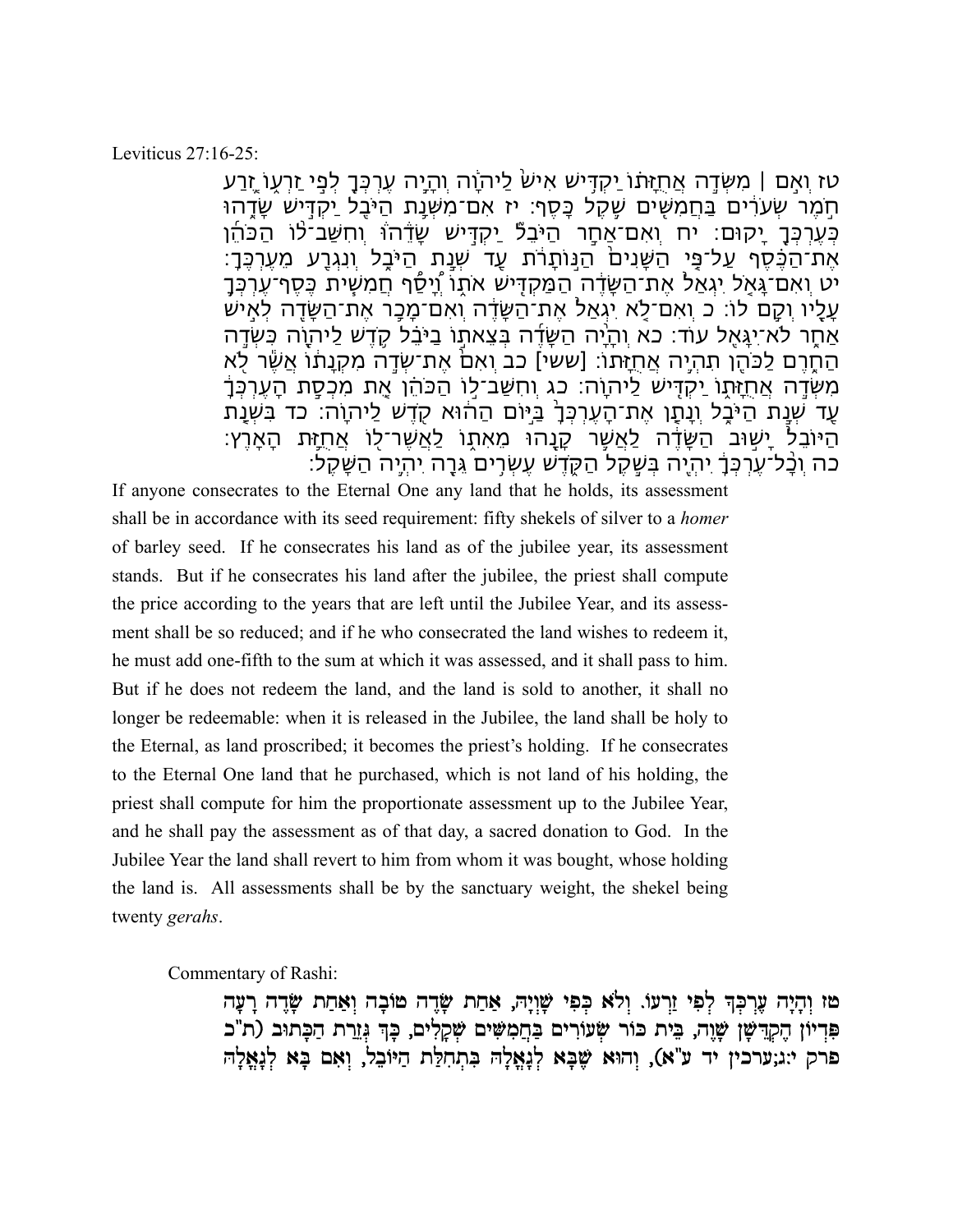Leviticus 27:16-25:

טז וְאִ֣ם ׀ מִשְּׂדֵ֣ה אֲחֻזָּת֗וֹ יַקְדִּ֥ישׁ אִישׁ֙ לַיהֹוָ֔ה וְהָיָ֥ה עֶרְכְּךָ֖ לְפִ֣י זַרְע֑וֹ זֶ֚רַע חֹ֣מֶר שְׂעֹרִ֔ים בַּחֲמִשִּׁ֖ים שֶׁ֥קֶל כָּֽסֶף׃ יז אִם־מִשְּׁנַ֥ת הַיֹּבֵ֖ל יַקְדִּ֣ישׁ שָׂדֵ֑הוּ כְּעֶרְכְּךָ֖ יָקֽוּם׃ יח וְאִם־אַחַ֣ר הַיֹּבֵל֮ יַקְדִּ֣ישׁ שָׂדֵהוּ֒ וְחִשַּׁב־ל֨וֹ הַכֹּהֵ֜ן אֶת־הַכֶּ֗סֶף עַל־פִּ֤י הַשָּׁנִים֙ הַנּ֣וֹתָרֹ֔ת עַ֖ד שְׁנַ֣ת הַיֹּבֵ֑ל וְנִגְרַ֖ע מֵעֶרְכֶּֽךָ׃ יט וְאִם־גָּאֹ֤ל יִגְאַל֙ אֶת־הַשָּׂדֶ֔ה הַמַּקְדִּ֖ישׁ אֹת֑וֹ וְיָסַ֞ף חֲמִשִׁ֧ית כֶּֽסֶף־עֶרְכְּךָ֛ עָלָ֖יו וְקָ֥ם לֽוֹ׃ כ וְאִם־לֹ֤א יִגְאַל֙ אֶת־הַשָּׂדֶ֔ה וְאִם־מָכַ֥ר אֶת־הַשָּׂדֶ֖ה לְאִ֣ישׁ אַחֵ֑ר לֹֽא־יִגָּאֵ֖ל עֽוֹד׃ כא וְהָיָ֨ה הַשָּׂדֶ֜ה בְּצֵאת֣וֹ בַיֹּבֵ֗ל קֹ֛דֶשׁ לַיהֹוָ֖ה כִּשְׂדֵ֣ה הַחֵ֑רֶם לַכֹּהֵ֖ן תִּהְיֶ֥ה אֲחֻזָּתֽוֹ׃ [ששי] כב וְאִם֙ אֶת־שְׂדֵ֣ה מִקְנָת֔וֹ אֲשֶׁ֕ר לֹ֖א מִשְּׂדֵ֣ה אֲחֻזָּת֑וֹ יַקְדִּ֖ישׁ לַיהֹוָֽה׃ כג וְחִשַּׁב־ל֣וֹ הַכֹּהֵ֗ן אֵ֚ת מִכְסַ֣ת הָֽעֶרְכְּךָ֔ עַ֖ד שְׁנַ֣ת הַיֹּבֵ֑ל וְנָתַ֤ן אֶת־הָעֶרְכְּךָ֙ בַּיּ֣וֹם הַה֔וּא קֹ֖דֶשׁ לַיהֹוָֽה׃ כד בִּשְׁנַ֤ת הַיּוֹבֵל֙ יָשׁ֣וּב הַשָּׂדֶ֔ה לַאֲשֶׁ֥ר קָנָ֖הוּ מֵאִתּ֑וֹ לַאֲשֶׁר־ל֖וֹ אֲחֻזַּ֥ת הָאָֽרֶץ׃ כה וְכָל־עֶ֨רְכְּךָ֔ יִהְיֶ֖ה בְּשֶׁ֣קֶל הַקֹּ֑דֶשׁ עֶשְׂרִ֥ים גֵּרָ֖ה יִהְיֶ֥ה הַשָּֽׁקֶל׃

If anyone consecrates to the Eternal One any land that he holds, its assessment shall be in accordance with its seed requirement: fifty shekels of silver to a *homer* of barley seed. If he consecrates his land as of the jubilee year, its assessment stands. But if he consecrates his land after the jubilee, the priest shall compute the price according to the years that are left until the Jubilee Year, and its assessment shall be so reduced; and if he who consecrated the land wishes to redeem it, he must add one-fifth to the sum at which it was assessed, and it shall pass to him. But if he does not redeem the land, and the land is sold to another, it shall no longer be redeemable: when it is released in the Jubilee, the land shall be holy to the Eternal, as land proscribed; it becomes the priest's holding. If he consecrates to the Eternal One land that he purchased, which is not land of his holding, the priest shall compute for him the proportionate assessment up to the Jubilee Year, and he shall pay the assessment as of that day, a sacred donation to God. In the Jubilee Year the land shall revert to him from whom it was bought, whose holding the land is. All assessments shall be by the sanctuary weight, the shekel being twenty *gerahs*.

Commentary of Rashi:

**טז וְהָיָה עֶרְכְּךָ לְפִי זַרְעוֹ. וְלֹא כְּפִי שָׁוְיָהּ, אַחַת שָׂדֶה טוֹבָה וְאַחַת שָׂדֶה רָעָה פִּדְיוֹן הֶקְדֵּשָׁן שָׁוֶה, בֵּית כּוֹר שְׂעוֹרִים בַּחֲמִשִּׁים שְׁקָלִים, כָּךְ גְּזֵרַת הַכָּתוּב (ת"כ פרק י:ג;ערכין יד ע"א), וְהוּא שֶׁבָּא לְגָאֳלָהּ בִּתְחִלַּת הַיּוֹבֵל, וְאִם בָּא לְגָאֳלָהּ**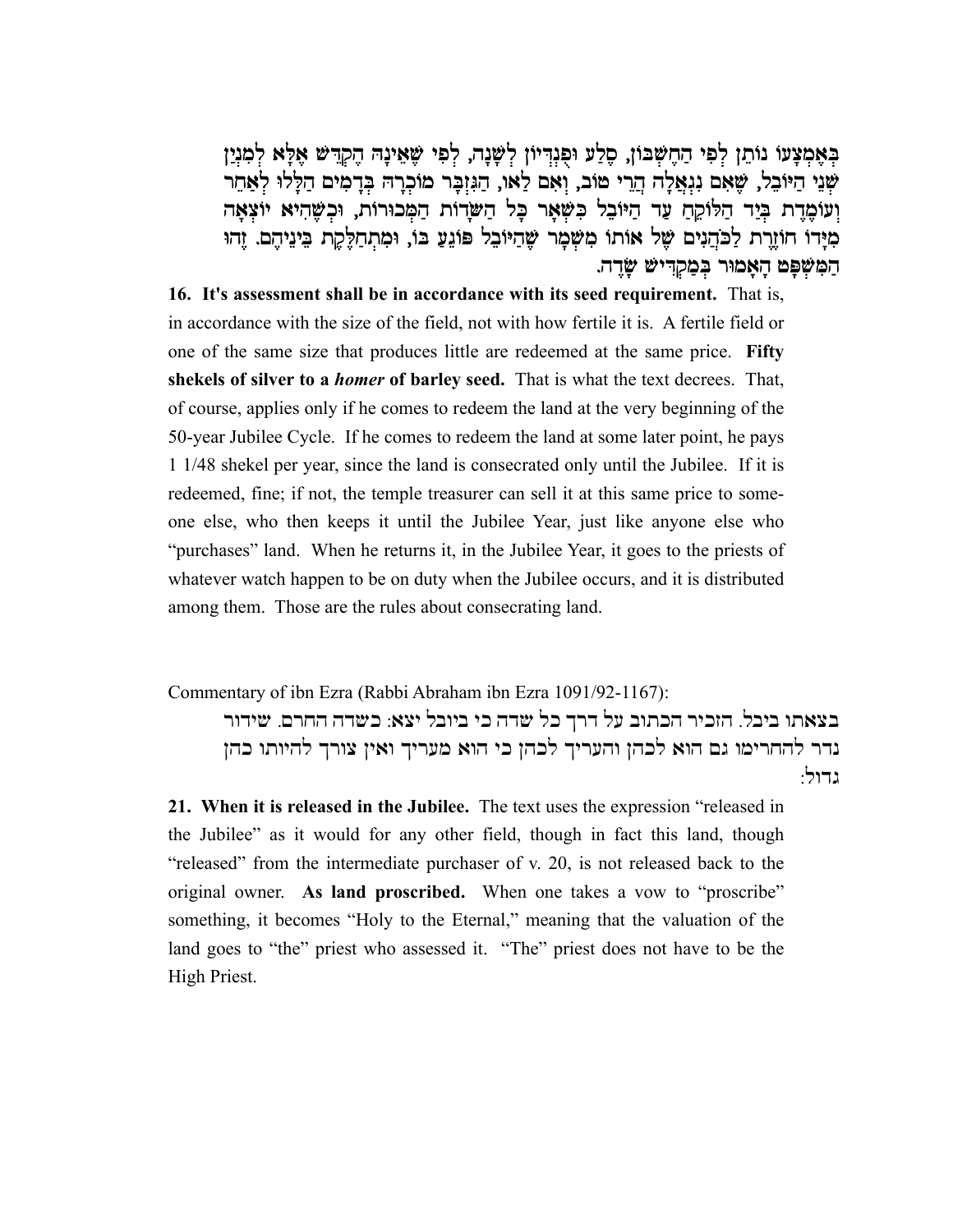בְּאֶמְצָעוֹ נוֹתֵן לְפִי הַחֶשְׁבּוֹן, סֶלַע וּפֻנְדְּיוֹן לְשָׁנָה, לְפִי שֶׁאֵינָהּ הֶקְדֵּשׁ אֶלָּא לְמִנְיַן שְׁנֵי הַיּוֹבֵל, שֶׁאִם נִגְאֲלָה הֲרֵי טוֹב, וְאִם לָאו, הַגִּזְבָּר מוֹכְרָהּ בְּדָמִים הַלָּלוּ לְאַחֵר וְעוֹמֶדֶת בְּיַד הַלּוֹקֵחַ עַד הַיּוֹבֵל כִּשְׁאָר כָּל הַשָּׂדוֹת הַמְּכוּרוֹת, וּכְשֶׁהִיא יוֹצְאָה מִיָּדוֹ חוֹזֶרֶת לַכֹּהֲנִים שֶׁל אוֹתוֹ מִשְׁמָר שֶׁהַיּוֹבֵל פּוֹגֵעַ בּוֹ, וּמִתְחַלֶּקֶת בֵּינֵיהֶם. זֶהוּ הַמִּשְׁפָּט הָאָמוּר בְּמַקְדִּישׁ שָׂדֶה.

**16. It's assessment shall be in accordance with its seed requirement.** That is, in accordance with the size of the field, not with how fertile it is. A fertile field or one of the same size that produces little are redeemed at the same price. **Fifty shekels of silver to a *homer* of barley seed.** That is what the text decrees. That, of course, applies only if he comes to redeem the land at the very beginning of the 50-year Jubilee Cycle. If he comes to redeem the land at some later point, he pays 1 1/48 shekel per year, since the land is consecrated only until the Jubilee. If it is redeemed, fine; if not, the temple treasurer can sell it at this same price to someone else, who then keeps it until the Jubilee Year, just like anyone else who "purchases" land. When he returns it, in the Jubilee Year, it goes to the priests of whatever watch happen to be on duty when the Jubilee occurs, and it is distributed among them. Those are the rules about consecrating land.

Commentary of ibn Ezra (Rabbi Abraham ibn Ezra 1091/92-1167):

בצאתו ביבל. הזכיר הכתוב על דרך כל שדה כי ביובל יצא: כשדה החרם. שידור נדר להחרימו גם הוא לכהן והעריך לכהן כי הוא מעריך ואין צורך להיותו כהן גדול:

**21. When it is released in the Jubilee.** The text uses the expression "released in the Jubilee" as it would for any other field, though in fact this land, though "released" from the intermediate purchaser of v. 20, is not released back to the original owner. **As land proscribed.** When one takes a vow to "proscribe" something, it becomes "Holy to the Eternal," meaning that the valuation of the land goes to "the" priest who assessed it. "The" priest does not have to be the High Priest.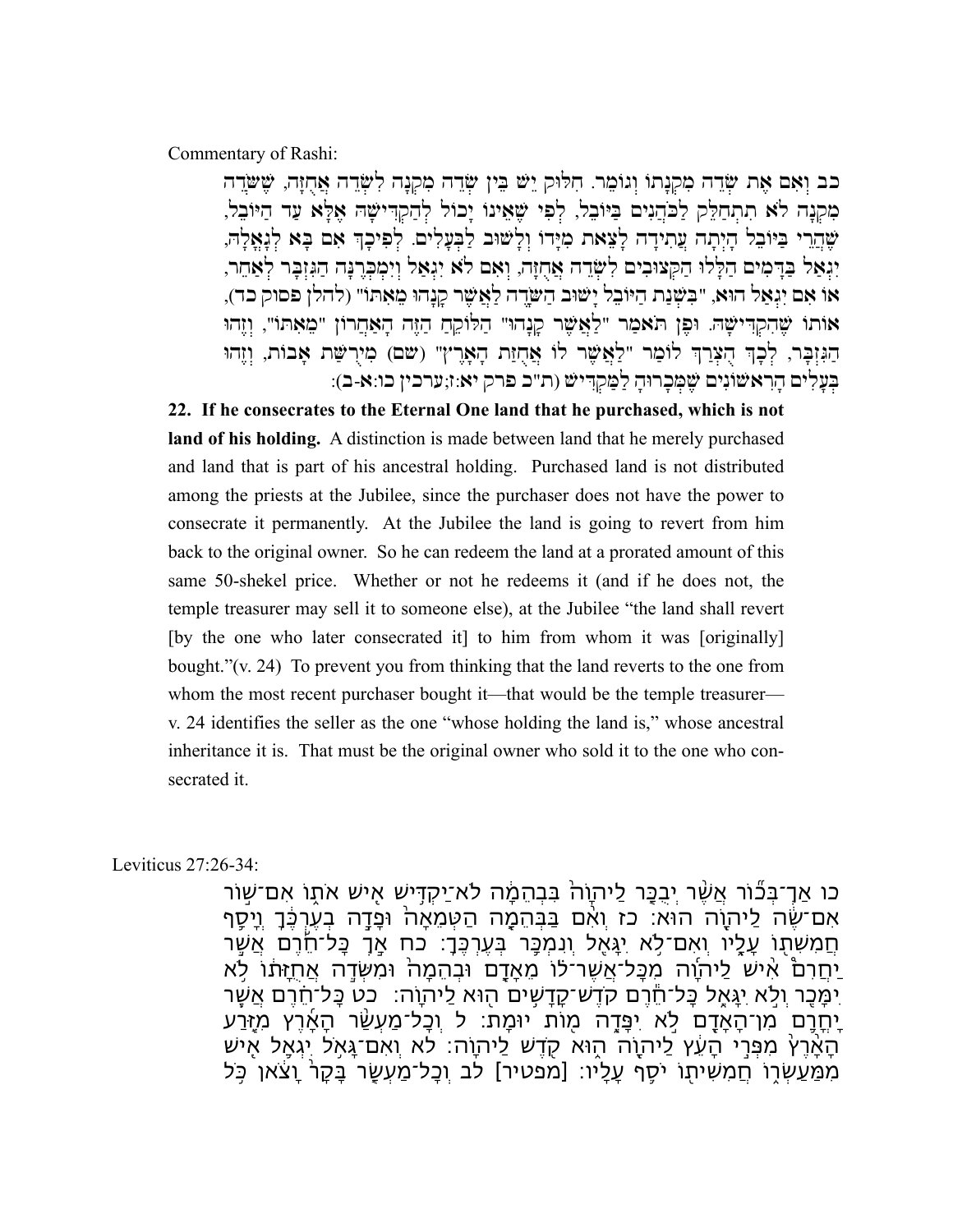Commentary of Rashi:

כב וְאִם אֶת שְׂדֵה מִקְנָתוֹ וְגוֹמֵר. חִלּוּק יֵשׁ בֵּין שְׂדֵה מִקְנָה לִשְׂדֵה אֲחֻזָּה, שֶׁשְּׂדֵה מִקְנָה לֹא תִתְחַלֵּק לַכֹּהֲנִים בַּיּוֹבֵל, לְפִי שֶׁאֵינוֹ יָכוֹל לְהַקְדִּישָׁהּ אֶלָּא עַד הַיּוֹבֵל, שֶׁהֲרֵי בַּיּוֹבֵל הָיְתָה עֲתִידָה לָצֵאת מִיָּדוֹ וְלָשׁוּב לַבְּעָלִים. לְפִיכָךְ אִם בָּא לְגָאֳלָהּ, יִגְאַל בַּדָּמִים הַלָּלוּ הַקְּצוּבִים לִשְׂדֵה אֲחֻזָּה, וְאִם לֹא יִגְאַל וְיִמְכְּרֶנָּה הַגִּזְבָּר לְאַחֵר, אוֹ אִם יִגְאַל הוּא, "בִּשְׁנַת הַיּוֹבֵל יָשׁוּב הַשָּׂדֶה לַאֲשֶׁר קָנָהוּ מֵאִתּוֹ" (להלן פסוק כד), אוֹתוֹ שֶׁהִקְדִּישָׁהּ. וּפֶן תֹּאמַר "לַאֲשֶׁר קָנָהוּ" הַלּוֹקֵחַ הַזֶּה הָאַחֲרוֹן "מֵאִתּוֹ", וְזֶהוּ הַגִּזְבָּר, לְכָךְ הֻצְרַךְ לוֹמַר "לַאֲשֶׁר לוֹ אֲחֻזַּת הָאָרֶץ" (שם) מִירֻשַּׁת אָבוֹת, וְזֶהוּ בְּעָלִים הָרִאשׁוֹנִים שֶׁמְּכָרוּהָ לַמַּקְדִּישׁ (ת"כ פרק יא:ז;ערכין כו:א-ב):

**22. If he consecrates to the Eternal One land that he purchased, which is not land of his holding.** A distinction is made between land that he merely purchased and land that is part of his ancestral holding. Purchased land is not distributed among the priests at the Jubilee, since the purchaser does not have the power to consecrate it permanently. At the Jubilee the land is going to revert from him back to the original owner. So he can redeem the land at a prorated amount of this same 50-shekel price. Whether or not he redeems it (and if he does not, the temple treasurer may sell it to someone else), at the Jubilee "the land shall revert [by the one who later consecrated it] to him from whom it was [originally] bought."(v. 24) To prevent you from thinking that the land reverts to the one from whom the most recent purchaser bought it—that would be the temple treasurer—v. 24 identifies the seller as the one "whose holding the land is," whose ancestral inheritance it is. That must be the original owner who sold it to the one who consecrated it.

Leviticus 27:26-34:

כו אַךְ־בְּכ֞וֹר אֲשֶׁר־יְבֻכַּ֤ר לַֽיהוָה֙ בִּבְהֵמָ֔ה לֹֽא־יַקְדִּ֥ישׁ אִ֖ישׁ אֹת֑וֹ אִם־שׁ֣וֹר אִם־שֶׂ֔ה לַֽיהוָ֖ה הֽוּא׃ כז וְאִ֨ם בַּבְּהֵמָ֤ה הַטְּמֵאָה֙ וּפָדָ֣ה בְעֶרְכֶּ֔ךָ וְיָסַ֥ף חֲמִשִׁת֖וֹ עָלָ֑יו וְאִם־לֹ֥א יִגָּאֵ֖ל וְנִמְכַּ֥ר בְּעֶרְכֶּֽךָ׃ כח אַךְ כָּל־חֵ֡רֶם אֲשֶׁ֣ר יַחֲרִם֩ אִ֨ישׁ לַֽיהוָ֜ה מִכָּל־אֲשֶׁר־ל֗וֹ מֵאָדָ֤ם וּבְהֵמָה֙ וּמִשְּׂדֵ֣ה אֲחֻזָּת֔וֹ לֹ֥א יִמָּכֵ֖ר וְלֹ֣א יִגָּאֵ֑ל כָּל־חֵ֕רֶם קֹֽדֶשׁ־קָֽדָשִׁ֥ים ה֖וּא לַֽיהוָֽה׃ כט כָּל־חֵ֗רֶם אֲשֶׁ֧ר יָחֳרַ֛ם מִן־הָאָדָ֖ם לֹ֣א יִפָּדֶ֑ה מ֖וֹת יוּמָֽת׃ ל וְכָל־מַעְשַׂ֨ר הָאָ֜רֶץ מִזֶּ֤רַע הָאָ֙רֶץ֙ מִפְּרִ֣י הָעֵ֔ץ לַֽיהוָ֖ה ה֑וּא קֹ֖דֶשׁ לַֽיהוָֽה׃ לא וְאִם־גָּאֹ֥ל יִגְאַ֛ל אִ֖ישׁ מִמַּעַשְׂר֑וֹ חֲמִשִׁית֖וֹ יֹסֵ֥ף עָלָֽיו׃ [מפטיר] לב וְכָל־מַעְשַׂ֤ר בָּקָר֙ וָצֹ֔אן כֹּ֥ל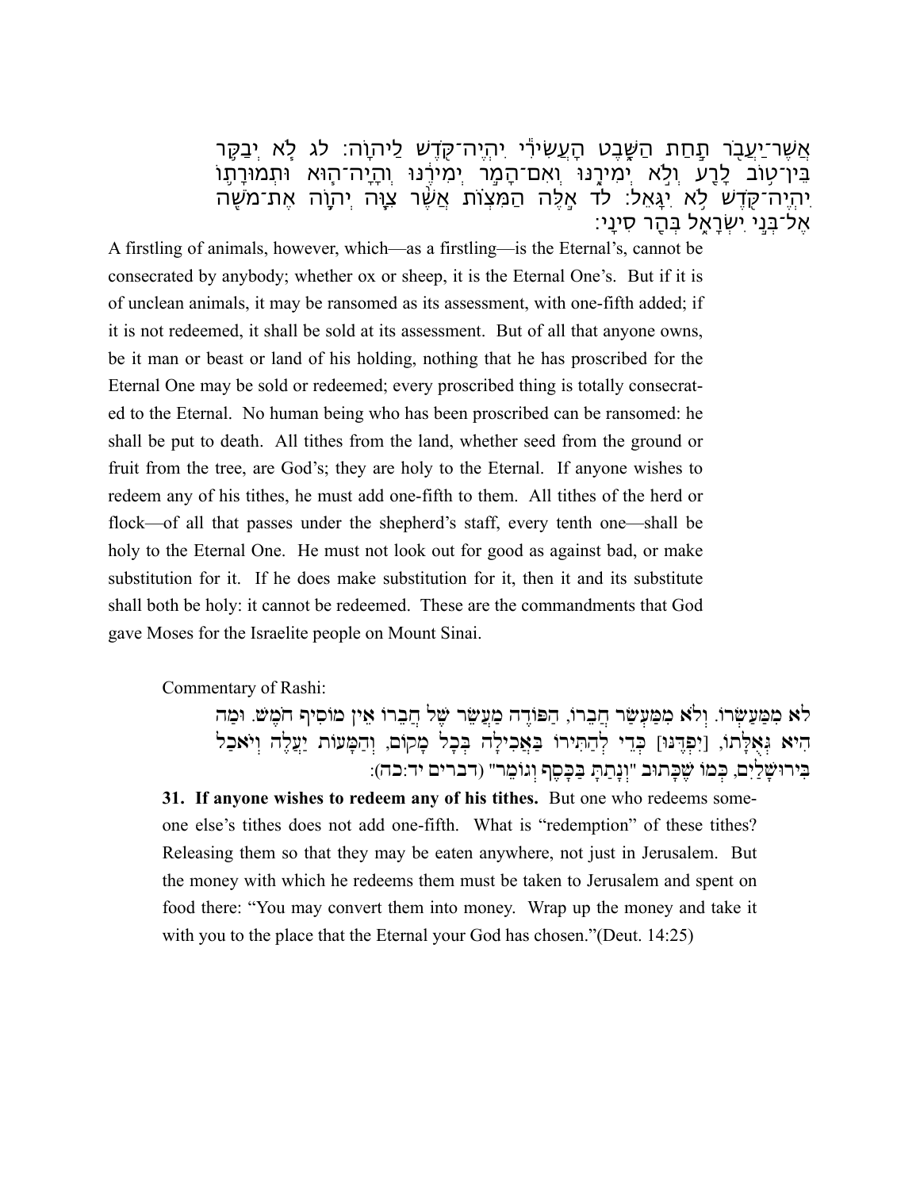אֲשֶׁר־יַעֲבֹר תַּחַת הַשָּׁבֶט הָעֲשִׂירִי יִהְיֶה־קֹּדֶשׁ לַיהוָה׃ לג לֹא יְבַקֵּר בֵּין־טוֹב לָרַע וְלֹא יְמִירֶנּוּ וְאִם־הָמֵר יְמִירֶנּוּ וְהָיָה־הוּא וּתְמוּרָתוֹ יִהְיֶה־קֹּדֶשׁ לֹא יִגָּאֵל׃ לד אֵלֶּה הַמִּצְוֹת אֲשֶׁר צִוָּה יְהוָה אֶת־מֹשֶׁה אֶל־בְּנֵי יִשְׂרָאֵל בְּהַר סִינָי׃

A firstling of animals, however, which—as a firstling—is the Eternal's, cannot be consecrated by anybody; whether ox or sheep, it is the Eternal One's. But if it is of unclean animals, it may be ransomed as its assessment, with one-fifth added; if it is not redeemed, it shall be sold at its assessment. But of all that anyone owns, be it man or beast or land of his holding, nothing that he has proscribed for the Eternal One may be sold or redeemed; every proscribed thing is totally consecrated to the Eternal. No human being who has been proscribed can be ransomed: he shall be put to death. All tithes from the land, whether seed from the ground or fruit from the tree, are God's; they are holy to the Eternal. If anyone wishes to redeem any of his tithes, he must add one-fifth to them. All tithes of the herd or flock—of all that passes under the shepherd's staff, every tenth one—shall be holy to the Eternal One. He must not look out for good as against bad, or make substitution for it. If he does make substitution for it, then it and its substitute shall both be holy: it cannot be redeemed. These are the commandments that God gave Moses for the Israelite people on Mount Sinai.

Commentary of Rashi:

לֹא מִמַּעַשְׂרוֹ. וְלֹא מִמַּעְשַׂר חֲבֵרוֹ, הַפּוֹדֶה מַעֲשֵׂר שֶׁל חֲבֵרוֹ אֵין מוֹסִיף חֹמֶשׁ. וּמַה הִיא גְּאֻלָּתוֹ, [יִפְדֶּנּוּ] כְּדֵי לְהַתִּירוֹ בַּאֲכִילָה בְּכָל מָקוֹם, וְהַמָּעוֹת יַעֲלֶה וְיֹאכַל בִּירוּשָׁלַיִם, כְּמוֹ שֶׁכָּתוּב "וְנָתַתָּ בַּכָּסֶף וְגוֹמֵר" (דברים יד:כה):

**31. If anyone wishes to redeem any of his tithes.** But one who redeems someone else's tithes does not add one-fifth. What is "redemption" of these tithes? Releasing them so that they may be eaten anywhere, not just in Jerusalem. But the money with which he redeems them must be taken to Jerusalem and spent on food there: "You may convert them into money. Wrap up the money and take it with you to the place that the Eternal your God has chosen."(Deut. 14:25)